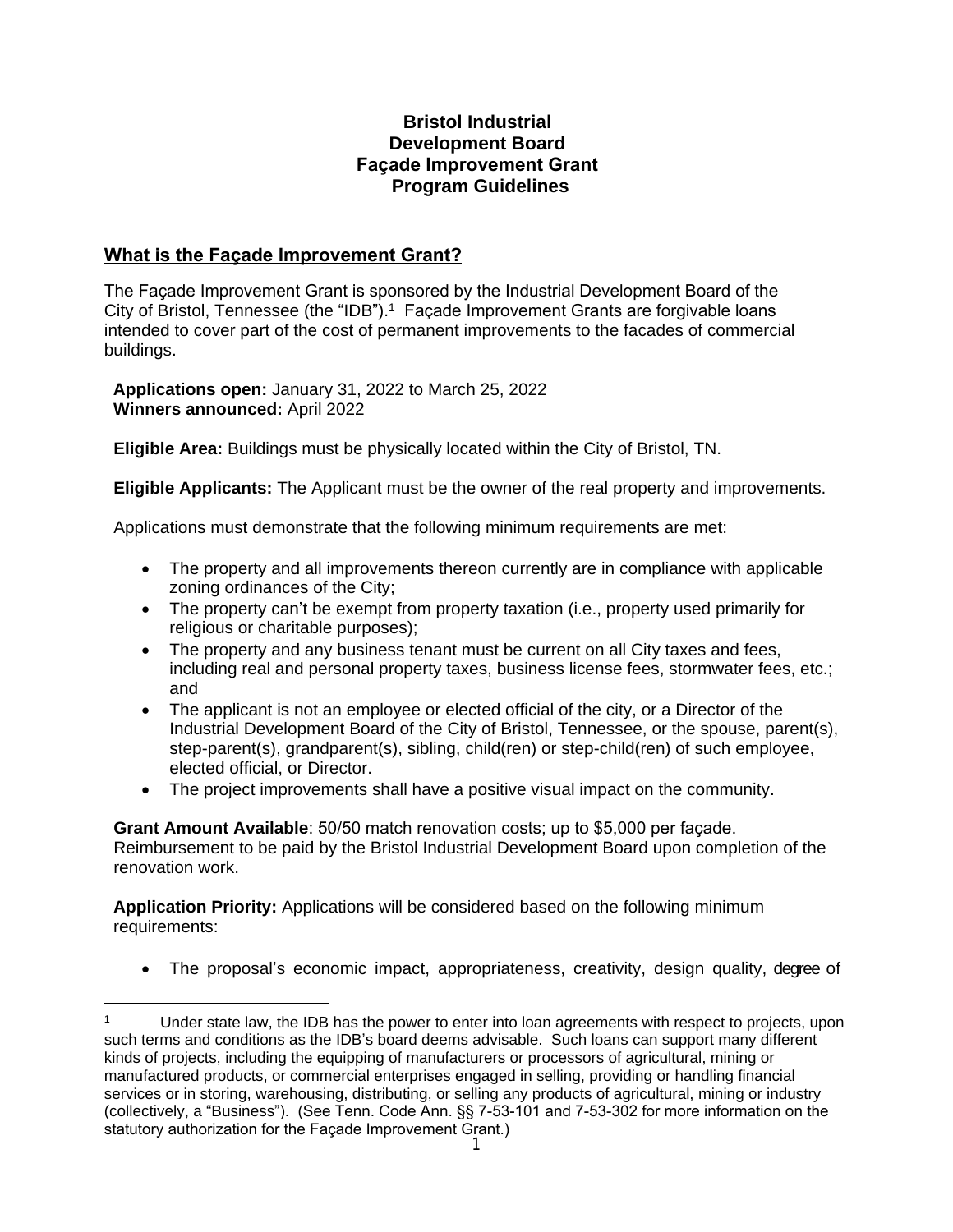# Bristol Industrial Development Board Façade Improvement Grant Program Guidelines

## What is the Façade Improvement Grant?

The Façade Improvement Grant is sponsored by the Industrial Development Board of the City of Bristol, Tennessee (the "IDB").[1] Façade Improvement Grants are forgivable loans intended to cover part of the cost of permanent improvements to the facades of commercial buildings.

**Applications open:** January 31, 2022 to March 25, 2022
**Winners announced:** April 2022

**Eligible Area:** Buildings must be physically located within the City of Bristol, TN.

**Eligible Applicants:** The Applicant must be the owner of the real property and improvements.

Applications must demonstrate that the following minimum requirements are met:

- The property and all improvements thereon currently are in compliance with applicable zoning ordinances of the City;
- The property can't be exempt from property taxation (i.e., property used primarily for religious or charitable purposes);
- The property and any business tenant must be current on all City taxes and fees, including real and personal property taxes, business license fees, stormwater fees, etc.; and
- The applicant is not an employee or elected official of the city, or a Director of the Industrial Development Board of the City of Bristol, Tennessee, or the spouse, parent(s), step-parent(s), grandparent(s), sibling, child(ren) or step-child(ren) of such employee, elected official, or Director.
- The project improvements shall have a positive visual impact on the community.

**Grant Amount Available**: 50/50 match renovation costs; up to $5,000 per façade. Reimbursement to be paid by the Bristol Industrial Development Board upon completion of the renovation work.

**Application Priority:** Applications will be considered based on the following minimum requirements:

- The proposal's economic impact, appropriateness, creativity, design quality, degree of

[1] Under state law, the IDB has the power to enter into loan agreements with respect to projects, upon such terms and conditions as the IDB's board deems advisable. Such loans can support many different kinds of projects, including the equipping of manufacturers or processors of agricultural, mining or manufactured products, or commercial enterprises engaged in selling, providing or handling financial services or in storing, warehousing, distributing, or selling any products of agricultural, mining or industry (collectively, a "Business"). (See Tenn. Code Ann. §§ 7-53-101 and 7-53-302 for more information on the statutory authorization for the Façade Improvement Grant.)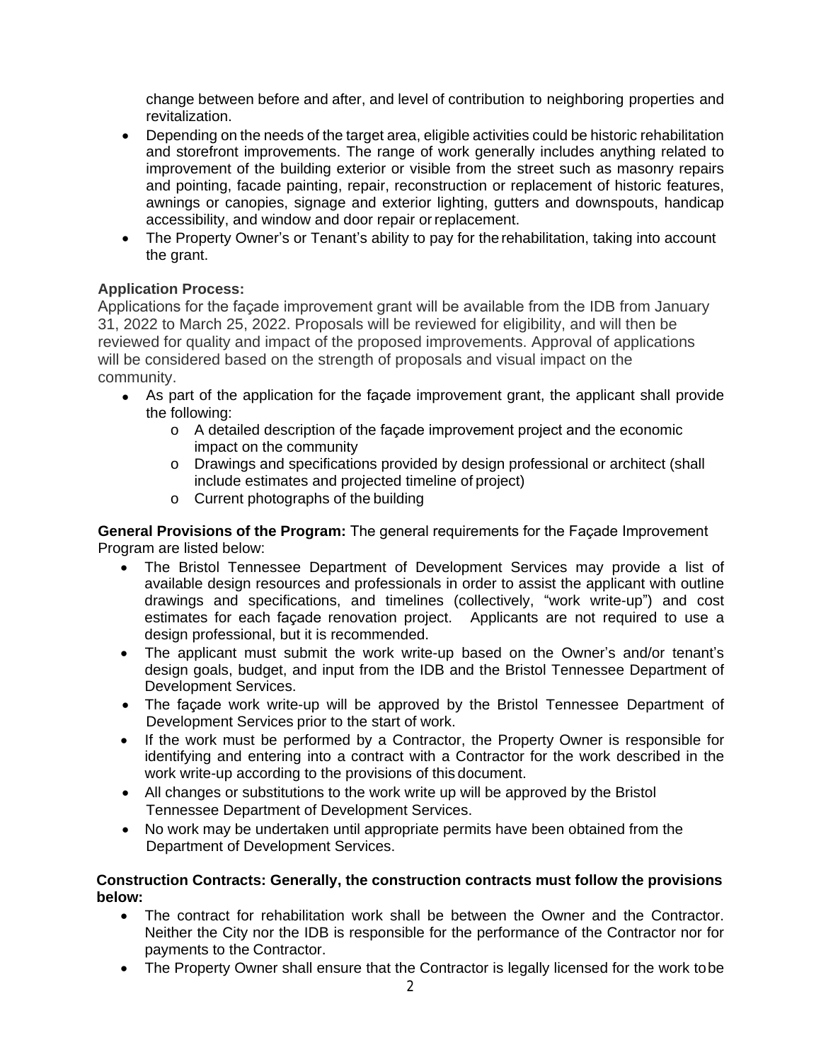change between before and after, and level of contribution to neighboring properties and revitalization.

- Depending on the needs of the target area, eligible activities could be historic rehabilitation and storefront improvements. The range of work generally includes anything related to improvement of the building exterior or visible from the street such as masonry repairs and pointing, facade painting, repair, reconstruction or replacement of historic features, awnings or canopies, signage and exterior lighting, gutters and downspouts, handicap accessibility, and window and door repair or replacement.
- The Property Owner's or Tenant's ability to pay for the rehabilitation, taking into account the grant.

**Application Process:**

Applications for the façade improvement grant will be available from the IDB from January 31, 2022 to March 25, 2022. Proposals will be reviewed for eligibility, and will then be reviewed for quality and impact of the proposed improvements. Approval of applications will be considered based on the strength of proposals and visual impact on the community.

- As part of the application for the façade improvement grant, the applicant shall provide the following:
  - A detailed description of the façade improvement project and the economic impact on the community
  - Drawings and specifications provided by design professional or architect (shall include estimates and projected timeline of project)
  - Current photographs of the building

**General Provisions of the Program:** The general requirements for the Façade Improvement Program are listed below:

- The Bristol Tennessee Department of Development Services may provide a list of available design resources and professionals in order to assist the applicant with outline drawings and specifications, and timelines (collectively, "work write-up") and cost estimates for each façade renovation project. Applicants are not required to use a design professional, but it is recommended.
- The applicant must submit the work write-up based on the Owner's and/or tenant's design goals, budget, and input from the IDB and the Bristol Tennessee Department of Development Services.
- The façade work write-up will be approved by the Bristol Tennessee Department of Development Services prior to the start of work.
- If the work must be performed by a Contractor, the Property Owner is responsible for identifying and entering into a contract with a Contractor for the work described in the work write-up according to the provisions of this document.
- All changes or substitutions to the work write up will be approved by the Bristol Tennessee Department of Development Services.
- No work may be undertaken until appropriate permits have been obtained from the Department of Development Services.

**Construction Contracts: Generally, the construction contracts must follow the provisions below:**

- The contract for rehabilitation work shall be between the Owner and the Contractor. Neither the City nor the IDB is responsible for the performance of the Contractor nor for payments to the Contractor.
- The Property Owner shall ensure that the Contractor is legally licensed for the work to be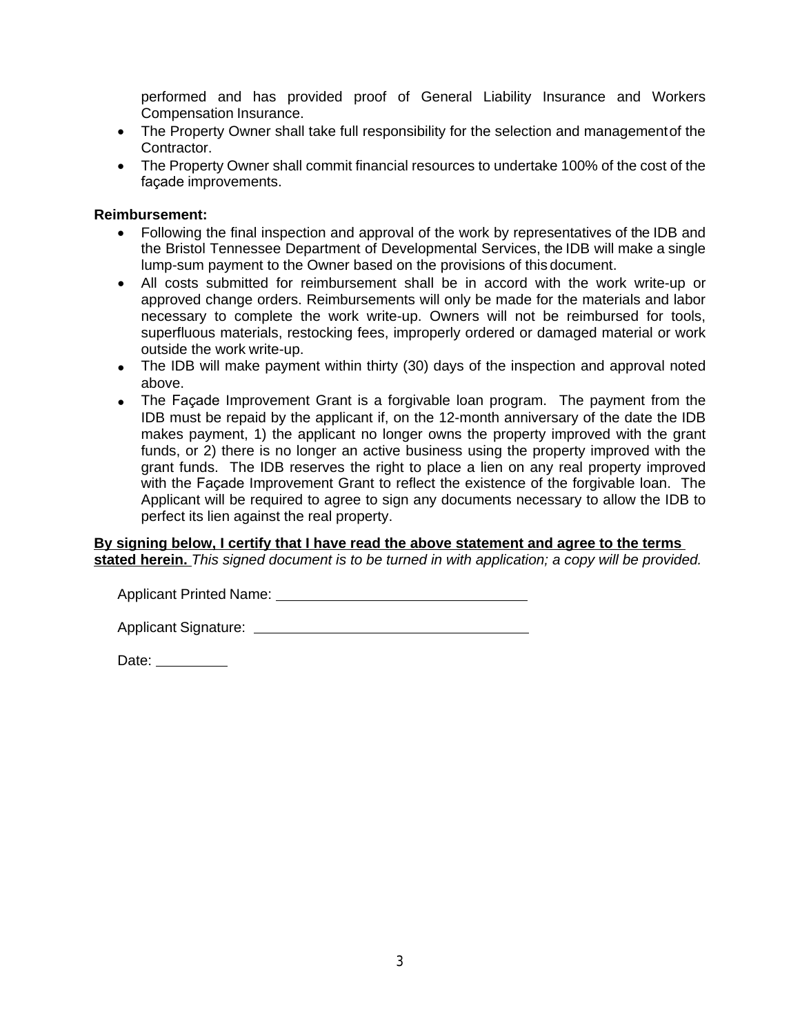performed and has provided proof of General Liability Insurance and Workers Compensation Insurance.

- The Property Owner shall take full responsibility for the selection and management of the Contractor.
- The Property Owner shall commit financial resources to undertake 100% of the cost of the façade improvements.

**Reimbursement:**

- Following the final inspection and approval of the work by representatives of the IDB and the Bristol Tennessee Department of Developmental Services, the IDB will make a single lump-sum payment to the Owner based on the provisions of this document.
- All costs submitted for reimbursement shall be in accord with the work write-up or approved change orders. Reimbursements will only be made for the materials and labor necessary to complete the work write-up. Owners will not be reimbursed for tools, superfluous materials, restocking fees, improperly ordered or damaged material or work outside the work write-up.
- The IDB will make payment within thirty (30) days of the inspection and approval noted above.
- The Façade Improvement Grant is a forgivable loan program. The payment from the IDB must be repaid by the applicant if, on the 12-month anniversary of the date the IDB makes payment, 1) the applicant no longer owns the property improved with the grant funds, or 2) there is no longer an active business using the property improved with the grant funds. The IDB reserves the right to place a lien on any real property improved with the Façade Improvement Grant to reflect the existence of the forgivable loan. The Applicant will be required to agree to sign any documents necessary to allow the IDB to perfect its lien against the real property.

**By signing below, I certify that I have read the above statement and agree to the terms stated herein.** *This signed document is to be turned in with application; a copy will be provided.*

Applicant Printed Name: ________________________________

Applicant Signature: ___________________________________

Date: __________